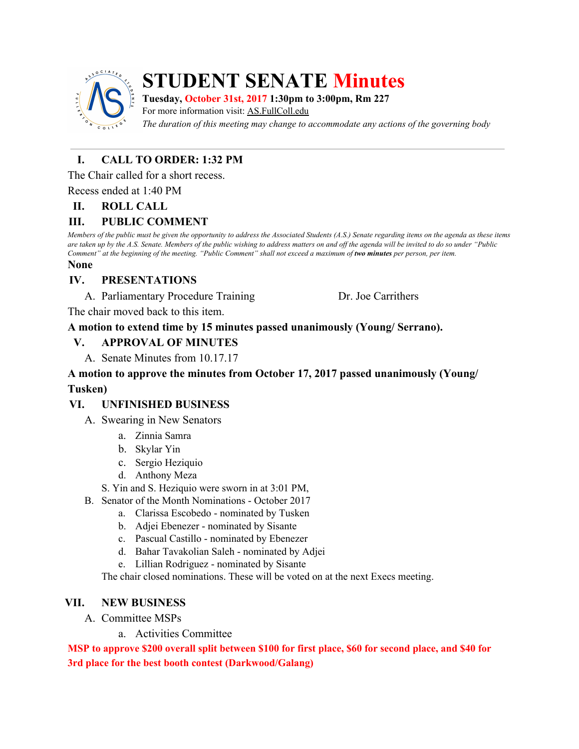# STUDENT SENATE Minutes

**Tuesday, October 31st, 2017 1:30pm to 3:00pm, Rm 227**

For more information visit: AS.FullColl.edu

*The duration of this meeting may change to accommodate any actions of the governing body*

---

## I. CALL TO ORDER: 1:32 PM

The Chair called for a short recess.

Recess ended at 1:40 PM

## II. ROLL CALL

## III. PUBLIC COMMENT

*Members of the public must be given the opportunity to address the Associated Students (A.S.) Senate regarding items on the agenda as these items are taken up by the A.S. Senate. Members of the public wishing to address matters on and off the agenda will be invited to do so under "Public Comment" at the beginning of the meeting. "Public Comment" shall not exceed a maximum of* ***two minutes*** *per person, per item.*

**None**

## IV. PRESENTATIONS

A. Parliamentary Procedure Training — Dr. Joe Carrithers

The chair moved back to this item.

**A motion to extend time by 15 minutes passed unanimously (Young/ Serrano).**

## V. APPROVAL OF MINUTES

A. Senate Minutes from 10.17.17

**A motion to approve the minutes from October 17, 2017 passed unanimously (Young/ Tusken)**

## VI. UNFINISHED BUSINESS

A. Swearing in New Senators
   a. Zinnia Samra
   b. Skylar Yin
   c. Sergio Heziquio
   d. Anthony Meza

   S. Yin and S. Heziquio were sworn in at 3:01 PM,

B. Senator of the Month Nominations - October 2017
   a. Clarissa Escobedo - nominated by Tusken
   b. Adjei Ebenezer - nominated by Sisante
   c. Pascual Castillo - nominated by Ebenezer
   d. Bahar Tavakolian Saleh - nominated by Adjei
   e. Lillian Rodriguez - nominated by Sisante

   The chair closed nominations. These will be voted on at the next Execs meeting.

## VII. NEW BUSINESS

A. Committee MSPs
   a. Activities Committee

**MSP to approve $200 overall split between $100 for first place, $60 for second place, and $40 for 3rd place for the best booth contest (Darkwood/Galang)**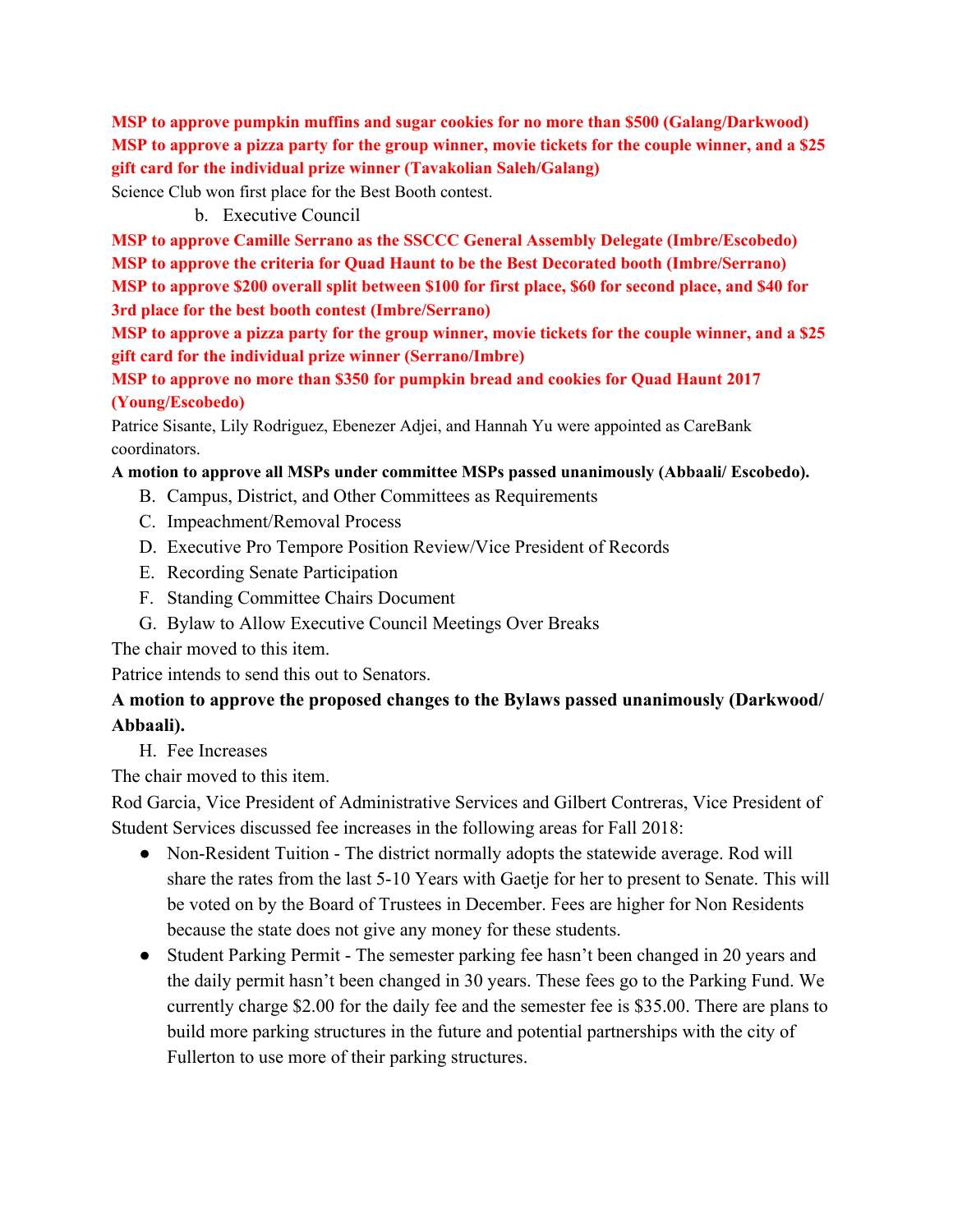**MSP to approve pumpkin muffins and sugar cookies for no more than $500 (Galang/Darkwood)**
**MSP to approve a pizza party for the group winner, movie tickets for the couple winner, and a $25 gift card for the individual prize winner (Tavakolian Saleh/Galang)**

Science Club won first place for the Best Booth contest.

b. Executive Council

**MSP to approve Camille Serrano as the SSCCC General Assembly Delegate (Imbre/Escobedo)**
**MSP to approve the criteria for Quad Haunt to be the Best Decorated booth (Imbre/Serrano)**
**MSP to approve $200 overall split between $100 for first place, $60 for second place, and $40 for 3rd place for the best booth contest (Imbre/Serrano)**
**MSP to approve a pizza party for the group winner, movie tickets for the couple winner, and a $25 gift card for the individual prize winner (Serrano/Imbre)**
**MSP to approve no more than $350 for pumpkin bread and cookies for Quad Haunt 2017 (Young/Escobedo)**

Patrice Sisante, Lily Rodriguez, Ebenezer Adjei, and Hannah Yu were appointed as CareBank coordinators.

**A motion to approve all MSPs under committee MSPs passed unanimously (Abbaali/ Escobedo).**

B. Campus, District, and Other Committees as Requirements
C. Impeachment/Removal Process
D. Executive Pro Tempore Position Review/Vice President of Records
E. Recording Senate Participation
F. Standing Committee Chairs Document
G. Bylaw to Allow Executive Council Meetings Over Breaks

The chair moved to this item.

Patrice intends to send this out to Senators.

**A motion to approve the proposed changes to the Bylaws passed unanimously (Darkwood/ Abbaali).**

H. Fee Increases

The chair moved to this item.

Rod Garcia, Vice President of Administrative Services and Gilbert Contreras, Vice President of Student Services discussed fee increases in the following areas for Fall 2018:

- Non-Resident Tuition - The district normally adopts the statewide average. Rod will share the rates from the last 5-10 Years with Gaetje for her to present to Senate. This will be voted on by the Board of Trustees in December. Fees are higher for Non Residents because the state does not give any money for these students.
- Student Parking Permit - The semester parking fee hasn't been changed in 20 years and the daily permit hasn't been changed in 30 years. These fees go to the Parking Fund. We currently charge $2.00 for the daily fee and the semester fee is $35.00. There are plans to build more parking structures in the future and potential partnerships with the city of Fullerton to use more of their parking structures.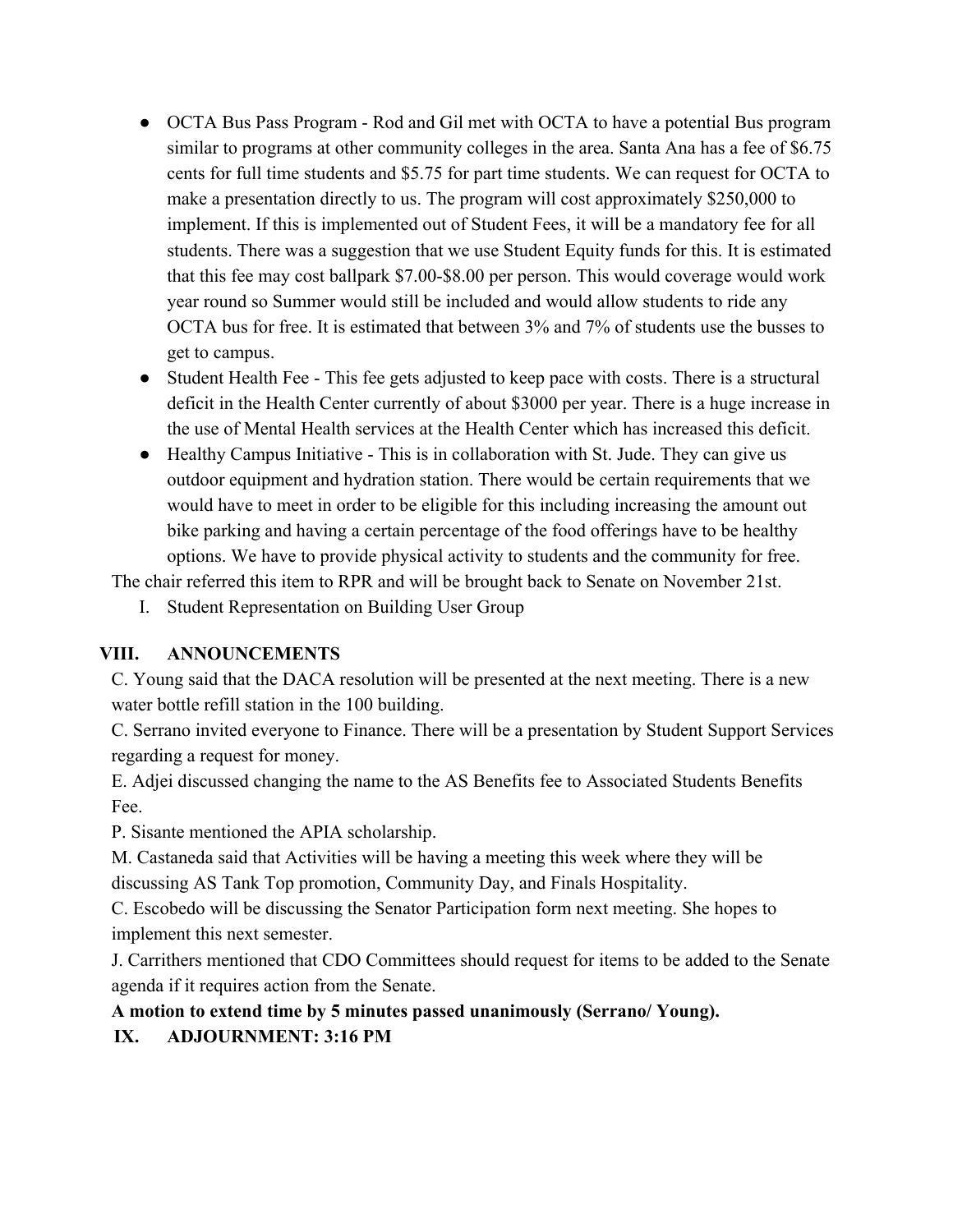- OCTA Bus Pass Program - Rod and Gil met with OCTA to have a potential Bus program similar to programs at other community colleges in the area. Santa Ana has a fee of $6.75 cents for full time students and $5.75 for part time students. We can request for OCTA to make a presentation directly to us. The program will cost approximately $250,000 to implement. If this is implemented out of Student Fees, it will be a mandatory fee for all students. There was a suggestion that we use Student Equity funds for this. It is estimated that this fee may cost ballpark $7.00-$8.00 per person. This would coverage would work year round so Summer would still be included and would allow students to ride any OCTA bus for free. It is estimated that between 3% and 7% of students use the busses to get to campus.
- Student Health Fee - This fee gets adjusted to keep pace with costs. There is a structural deficit in the Health Center currently of about $3000 per year. There is a huge increase in the use of Mental Health services at the Health Center which has increased this deficit.
- Healthy Campus Initiative - This is in collaboration with St. Jude. They can give us outdoor equipment and hydration station. There would be certain requirements that we would have to meet in order to be eligible for this including increasing the amount out bike parking and having a certain percentage of the food offerings have to be healthy options. We have to provide physical activity to students and the community for free.

The chair referred this item to RPR and will be brought back to Senate on November 21st.

I. Student Representation on Building User Group

## VIII. ANNOUNCEMENTS

C. Young said that the DACA resolution will be presented at the next meeting. There is a new water bottle refill station in the 100 building.

C. Serrano invited everyone to Finance. There will be a presentation by Student Support Services regarding a request for money.

E. Adjei discussed changing the name to the AS Benefits fee to Associated Students Benefits Fee.

P. Sisante mentioned the APIA scholarship.

M. Castaneda said that Activities will be having a meeting this week where they will be discussing AS Tank Top promotion, Community Day, and Finals Hospitality.

C. Escobedo will be discussing the Senator Participation form next meeting. She hopes to implement this next semester.

J. Carrithers mentioned that CDO Committees should request for items to be added to the Senate agenda if it requires action from the Senate.

**A motion to extend time by 5 minutes passed unanimously (Serrano/ Young).**

## IX. ADJOURNMENT: 3:16 PM